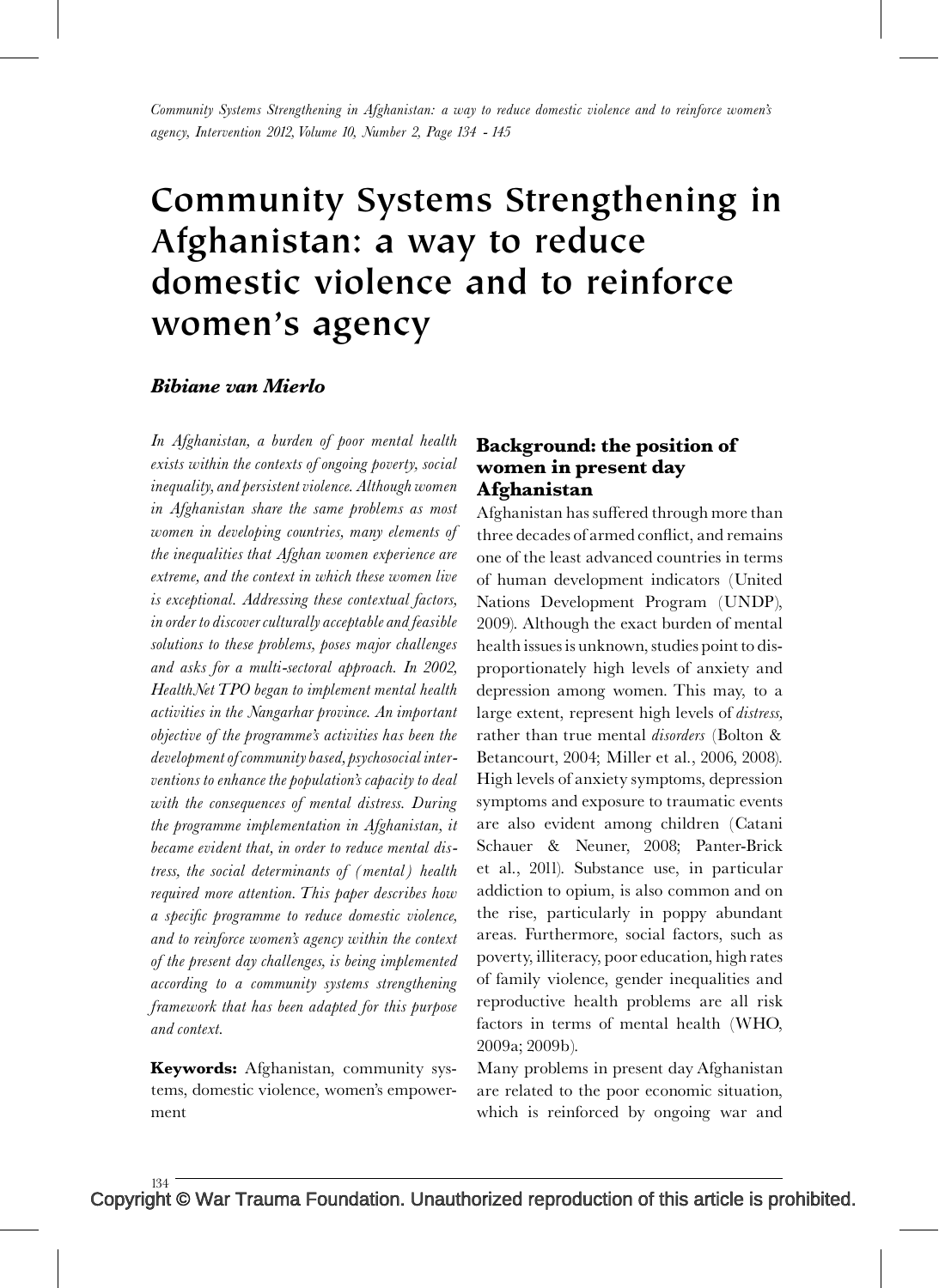# Community Systems Strengthening in Afghanistan: a way to reduce domestic violence and to reinforce women's agency

***Bibiane van Mierlo***

*In Afghanistan, a burden of poor mental health exists within the contexts of ongoing poverty, social inequality, and persistent violence. Although women in Afghanistan share the same problems as most women in developing countries, many elements of the inequalities that Afghan women experience are extreme, and the context in which these women live is exceptional. Addressing these contextual factors, in order to discover culturally acceptable and feasible solutions to these problems, poses major challenges and asks for a multi-sectoral approach. In 2002, HealthNet TPO began to implement mental health activities in the Nangarhar province. An important objective of the programme's activities has been the development of community based, psychosocial interventions to enhance the population's capacity to deal with the consequences of mental distress. During the programme implementation in Afghanistan, it became evident that, in order to reduce mental distress, the social determinants of (mental) health required more attention. This paper describes how a specific programme to reduce domestic violence, and to reinforce women's agency within the context of the present day challenges, is being implemented according to a community systems strengthening framework that has been adapted for this purpose and context.*

**Keywords:** Afghanistan, community systems, domestic violence, women's empowerment

## Background: the position of women in present day Afghanistan

Afghanistan has suffered through more than three decades of armed conflict, and remains one of the least advanced countries in terms of human development indicators (United Nations Development Program (UNDP), 2009). Although the exact burden of mental health issues is unknown, studies point to disproportionately high levels of anxiety and depression among women. This may, to a large extent, represent high levels of *distress*, rather than true mental *disorders* (Bolton & Betancourt, 2004; Miller et al., 2006, 2008). High levels of anxiety symptoms, depression symptoms and exposure to traumatic events are also evident among children (Catani Schauer & Neuner, 2008; Panter-Brick et al., 2011). Substance use, in particular addiction to opium, is also common and on the rise, particularly in poppy abundant areas. Furthermore, social factors, such as poverty, illiteracy, poor education, high rates of family violence, gender inequalities and reproductive health problems are all risk factors in terms of mental health (WHO, 2009a; 2009b).

Many problems in present day Afghanistan are related to the poor economic situation, which is reinforced by ongoing war and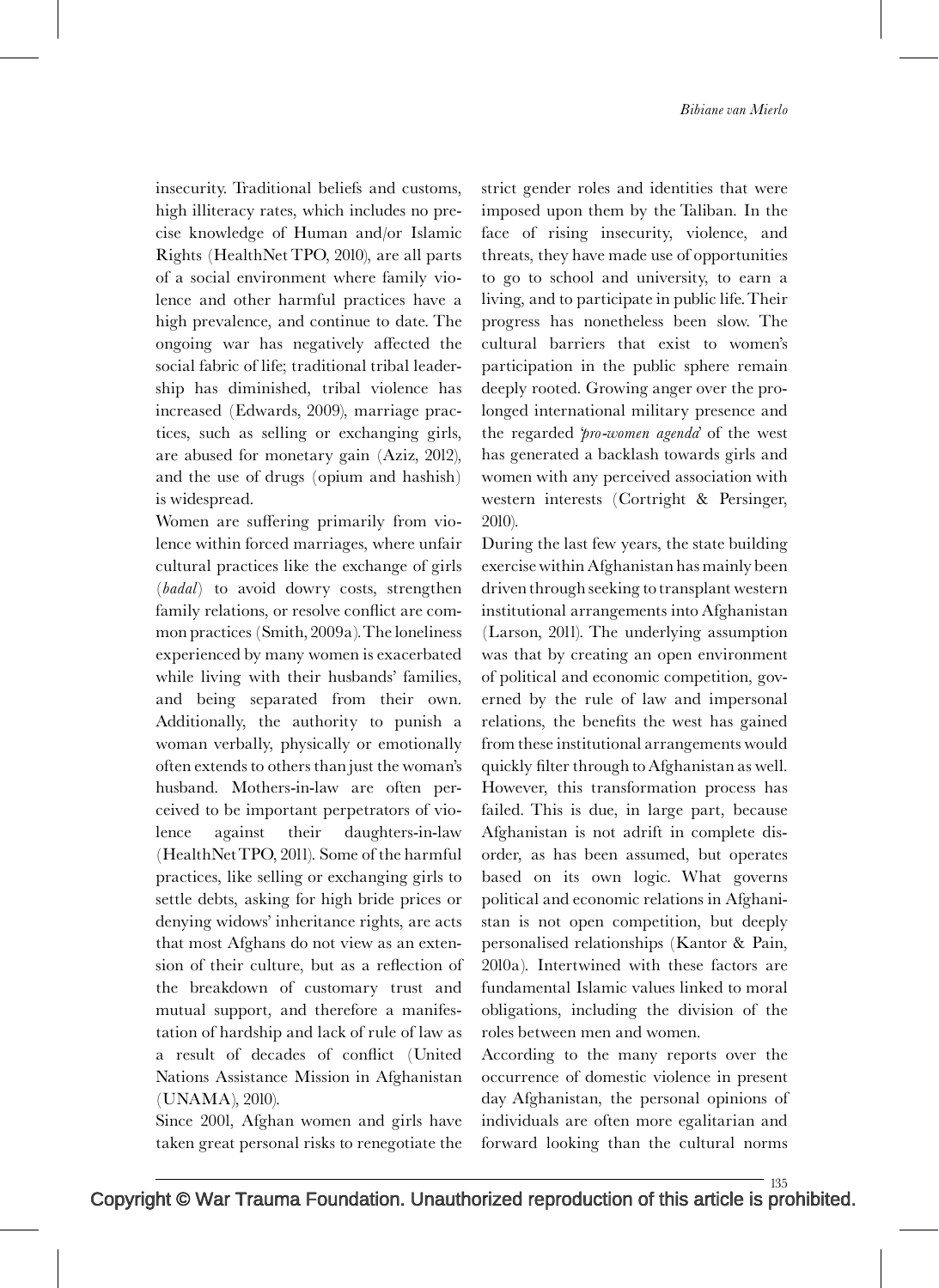insecurity. Traditional beliefs and customs, high illiteracy rates, which includes no precise knowledge of Human and/or Islamic Rights (HealthNet TPO, 2010), are all parts of a social environment where family violence and other harmful practices have a high prevalence, and continue to date. The ongoing war has negatively affected the social fabric of life; traditional tribal leadership has diminished, tribal violence has increased (Edwards, 2009), marriage practices, such as selling or exchanging girls, are abused for monetary gain (Aziz, 2012), and the use of drugs (opium and hashish) is widespread.

Women are suffering primarily from violence within forced marriages, where unfair cultural practices like the exchange of girls (*badal*) to avoid dowry costs, strengthen family relations, or resolve conflict are common practices (Smith, 2009a). The loneliness experienced by many women is exacerbated while living with their husbands' families, and being separated from their own. Additionally, the authority to punish a woman verbally, physically or emotionally often extends to others than just the woman's husband. Mothers-in-law are often perceived to be important perpetrators of violence against their daughters-in-law (HealthNet TPO, 2011). Some of the harmful practices, like selling or exchanging girls to settle debts, asking for high bride prices or denying widows' inheritance rights, are acts that most Afghans do not view as an extension of their culture, but as a reflection of the breakdown of customary trust and mutual support, and therefore a manifestation of hardship and lack of rule of law as a result of decades of conflict (United Nations Assistance Mission in Afghanistan (UNAMA), 2010).

Since 2001, Afghan women and girls have taken great personal risks to renegotiate the strict gender roles and identities that were imposed upon them by the Taliban. In the face of rising insecurity, violence, and threats, they have made use of opportunities to go to school and university, to earn a living, and to participate in public life. Their progress has nonetheless been slow. The cultural barriers that exist to women's participation in the public sphere remain deeply rooted. Growing anger over the prolonged international military presence and the regarded '*pro-women agenda*' of the west has generated a backlash towards girls and women with any perceived association with western interests (Cortright & Persinger, 2010).

During the last few years, the state building exercise within Afghanistan has mainly been driven through seeking to transplant western institutional arrangements into Afghanistan (Larson, 2011). The underlying assumption was that by creating an open environment of political and economic competition, governed by the rule of law and impersonal relations, the benefits the west has gained from these institutional arrangements would quickly filter through to Afghanistan as well. However, this transformation process has failed. This is due, in large part, because Afghanistan is not adrift in complete disorder, as has been assumed, but operates based on its own logic. What governs political and economic relations in Afghanistan is not open competition, but deeply personalised relationships (Kantor & Pain, 2010a). Intertwined with these factors are fundamental Islamic values linked to moral obligations, including the division of the roles between men and women.

According to the many reports over the occurrence of domestic violence in present day Afghanistan, the personal opinions of individuals are often more egalitarian and forward looking than the cultural norms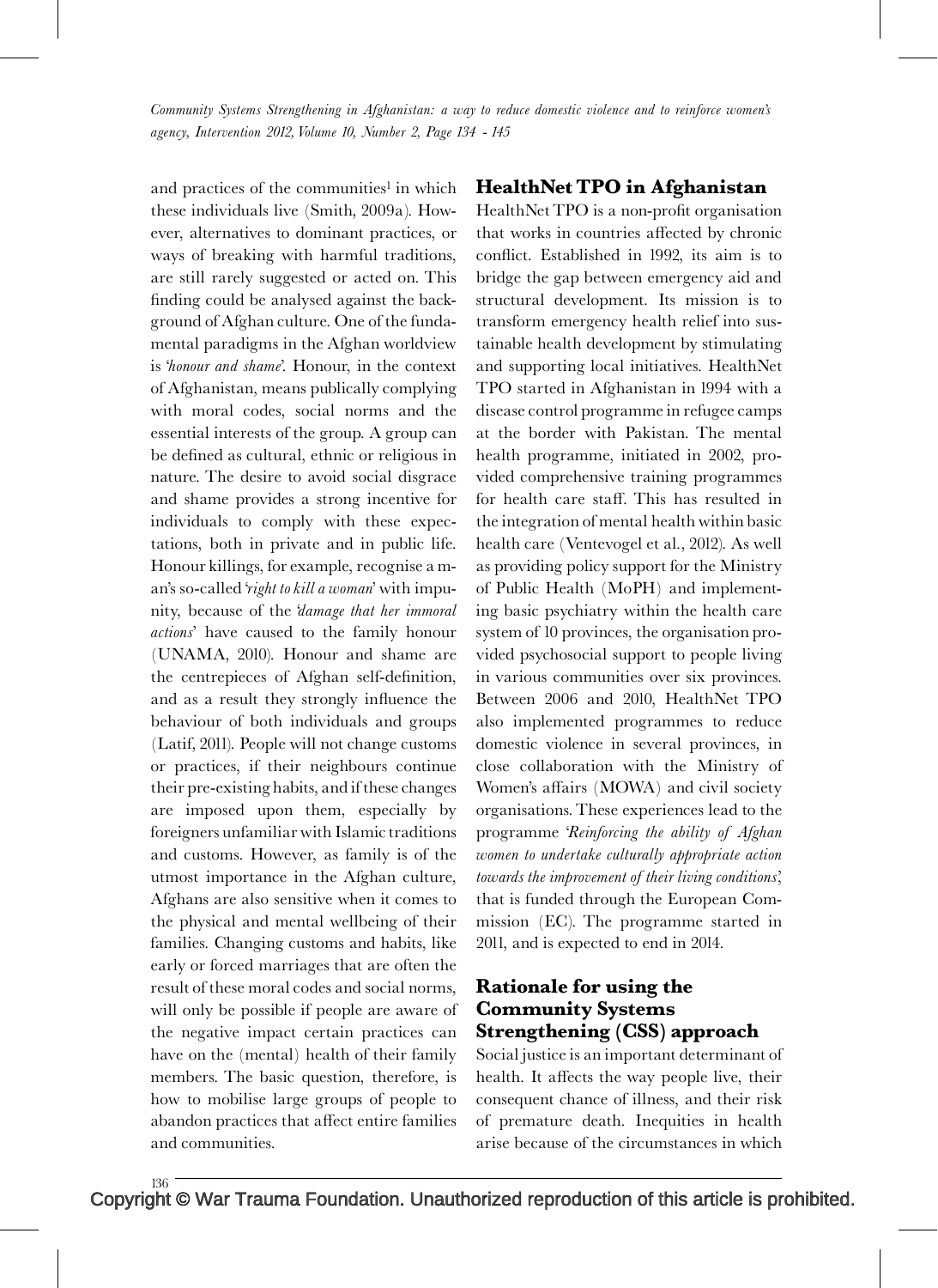and practices of the communities[1] in which these individuals live (Smith, 2009a). However, alternatives to dominant practices, or ways of breaking with harmful traditions, are still rarely suggested or acted on. This finding could be analysed against the background of Afghan culture. One of the fundamental paradigms in the Afghan worldview is '*honour and shame*'. Honour, in the context of Afghanistan, means publically complying with moral codes, social norms and the essential interests of the group. A group can be defined as cultural, ethnic or religious in nature. The desire to avoid social disgrace and shame provides a strong incentive for individuals to comply with these expectations, both in private and in public life. Honour killings, for example, recognise a man's so-called '*right to kill a woman*' with impunity, because of the '*damage that her immoral actions*' have caused to the family honour (UNAMA, 2010). Honour and shame are the centrepieces of Afghan self-definition, and as a result they strongly influence the behaviour of both individuals and groups (Latif, 2011). People will not change customs or practices, if their neighbours continue their pre-existing habits, and if these changes are imposed upon them, especially by foreigners unfamiliar with Islamic traditions and customs. However, as family is of the utmost importance in the Afghan culture, Afghans are also sensitive when it comes to the physical and mental wellbeing of their families. Changing customs and habits, like early or forced marriages that are often the result of these moral codes and social norms, will only be possible if people are aware of the negative impact certain practices can have on the (mental) health of their family members. The basic question, therefore, is how to mobilise large groups of people to abandon practices that affect entire families and communities.

## HealthNet TPO in Afghanistan

HealthNet TPO is a non-profit organisation that works in countries affected by chronic conflict. Established in 1992, its aim is to bridge the gap between emergency aid and structural development. Its mission is to transform emergency health relief into sustainable health development by stimulating and supporting local initiatives. HealthNet TPO started in Afghanistan in 1994 with a disease control programme in refugee camps at the border with Pakistan. The mental health programme, initiated in 2002, provided comprehensive training programmes for health care staff. This has resulted in the integration of mental health within basic health care (Ventevogel et al., 2012). As well as providing policy support for the Ministry of Public Health (MoPH) and implementing basic psychiatry within the health care system of 10 provinces, the organisation provided psychosocial support to people living in various communities over six provinces. Between 2006 and 2010, HealthNet TPO also implemented programmes to reduce domestic violence in several provinces, in close collaboration with the Ministry of Women's affairs (MOWA) and civil society organisations. These experiences lead to the programme '*Reinforcing the ability of Afghan women to undertake culturally appropriate action towards the improvement of their living conditions*', that is funded through the European Commission (EC). The programme started in 2011, and is expected to end in 2014.

## Rationale for using the Community Systems Strengthening (CSS) approach

Social justice is an important determinant of health. It affects the way people live, their consequent chance of illness, and their risk of premature death. Inequities in health arise because of the circumstances in which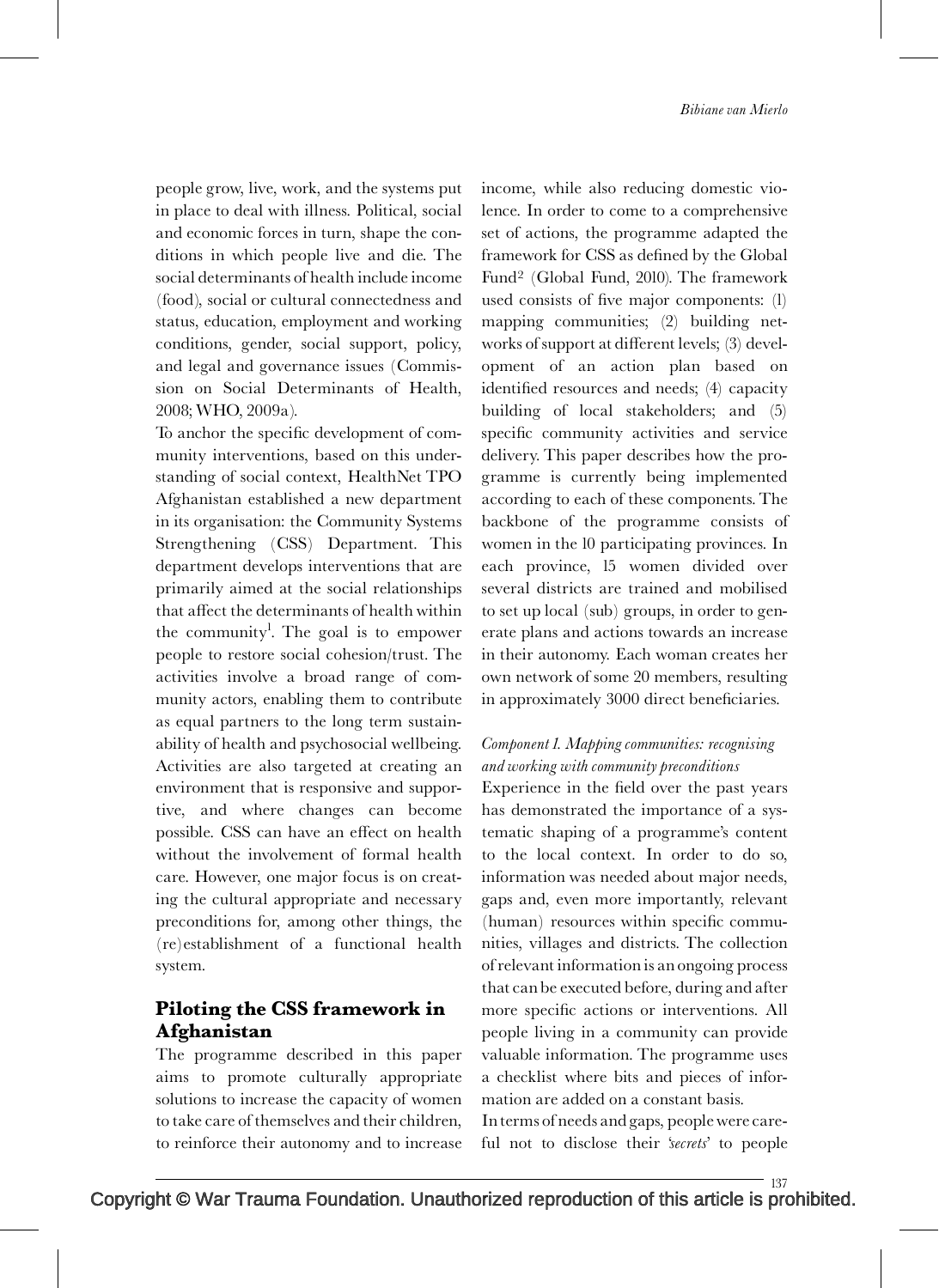people grow, live, work, and the systems put in place to deal with illness. Political, social and economic forces in turn, shape the conditions in which people live and die. The social determinants of health include income (food), social or cultural connectedness and status, education, employment and working conditions, gender, social support, policy, and legal and governance issues (Commission on Social Determinants of Health, 2008; WHO, 2009a).

To anchor the specific development of community interventions, based on this understanding of social context, HealthNet TPO Afghanistan established a new department in its organisation: the Community Systems Strengthening (CSS) Department. This department develops interventions that are primarily aimed at the social relationships that affect the determinants of health within the community[1]. The goal is to empower people to restore social cohesion/trust. The activities involve a broad range of community actors, enabling them to contribute as equal partners to the long term sustainability of health and psychosocial wellbeing. Activities are also targeted at creating an environment that is responsive and supportive, and where changes can become possible. CSS can have an effect on health without the involvement of formal health care. However, one major focus is on creating the cultural appropriate and necessary preconditions for, among other things, the (re)establishment of a functional health system.

## Piloting the CSS framework in Afghanistan

The programme described in this paper aims to promote culturally appropriate solutions to increase the capacity of women to take care of themselves and their children, to reinforce their autonomy and to increase income, while also reducing domestic violence. In order to come to a comprehensive set of actions, the programme adapted the framework for CSS as defined by the Global Fund[2] (Global Fund, 2010). The framework used consists of five major components: (1) mapping communities; (2) building networks of support at different levels; (3) development of an action plan based on identified resources and needs; (4) capacity building of local stakeholders; and (5) specific community activities and service delivery. This paper describes how the programme is currently being implemented according to each of these components. The backbone of the programme consists of women in the 10 participating provinces. In each province, 15 women divided over several districts are trained and mobilised to set up local (sub) groups, in order to generate plans and actions towards an increase in their autonomy. Each woman creates her own network of some 20 members, resulting in approximately 3000 direct beneficiaries.

*Component 1. Mapping communities: recognising and working with community preconditions*

Experience in the field over the past years has demonstrated the importance of a systematic shaping of a programme's content to the local context. In order to do so, information was needed about major needs, gaps and, even more importantly, relevant (human) resources within specific communities, villages and districts. The collection of relevant information is an ongoing process that can be executed before, during and after more specific actions or interventions. All people living in a community can provide valuable information. The programme uses a checklist where bits and pieces of information are added on a constant basis.

In terms of needs and gaps, people were careful not to disclose their '*secrets*' to people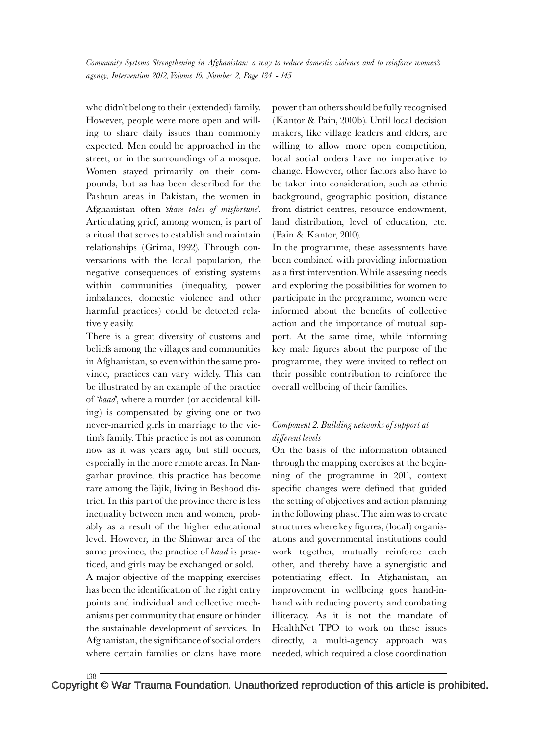who didn't belong to their (extended) family. However, people were more open and willing to share daily issues than commonly expected. Men could be approached in the street, or in the surroundings of a mosque. Women stayed primarily on their compounds, but as has been described for the Pashtun areas in Pakistan, the women in Afghanistan often *'share tales of misfortune'*. Articulating grief, among women, is part of a ritual that serves to establish and maintain relationships (Grima, 1992). Through conversations with the local population, the negative consequences of existing systems within communities (inequality, power imbalances, domestic violence and other harmful practices) could be detected relatively easily.

There is a great diversity of customs and beliefs among the villages and communities in Afghanistan, so even within the same province, practices can vary widely. This can be illustrated by an example of the practice of *'baad'*, where a murder (or accidental killing) is compensated by giving one or two never-married girls in marriage to the victim's family. This practice is not as common now as it was years ago, but still occurs, especially in the more remote areas. In Nangarhar province, this practice has become rare among the Tajik, living in Beshood district. In this part of the province there is less inequality between men and women, probably as a result of the higher educational level. However, in the Shinwar area of the same province, the practice of *baad* is practiced, and girls may be exchanged or sold.

A major objective of the mapping exercises has been the identification of the right entry points and individual and collective mechanisms per community that ensure or hinder the sustainable development of services. In Afghanistan, the significance of social orders where certain families or clans have more power than others should be fully recognised (Kantor & Pain, 2010b). Until local decision makers, like village leaders and elders, are willing to allow more open competition, local social orders have no imperative to change. However, other factors also have to be taken into consideration, such as ethnic background, geographic position, distance from district centres, resource endowment, land distribution, level of education, etc. (Pain & Kantor, 2010).

In the programme, these assessments have been combined with providing information as a first intervention. While assessing needs and exploring the possibilities for women to participate in the programme, women were informed about the benefits of collective action and the importance of mutual support. At the same time, while informing key male figures about the purpose of the programme, they were invited to reflect on their possible contribution to reinforce the overall wellbeing of their families.

### *Component 2. Building networks of support at different levels*

On the basis of the information obtained through the mapping exercises at the beginning of the programme in 2011, context specific changes were defined that guided the setting of objectives and action planning in the following phase. The aim was to create structures where key figures, (local) organisations and governmental institutions could work together, mutually reinforce each other, and thereby have a synergistic and potentiating effect. In Afghanistan, an improvement in wellbeing goes hand-in-hand with reducing poverty and combating illiteracy. As it is not the mandate of HealthNet TPO to work on these issues directly, a multi-agency approach was needed, which required a close coordination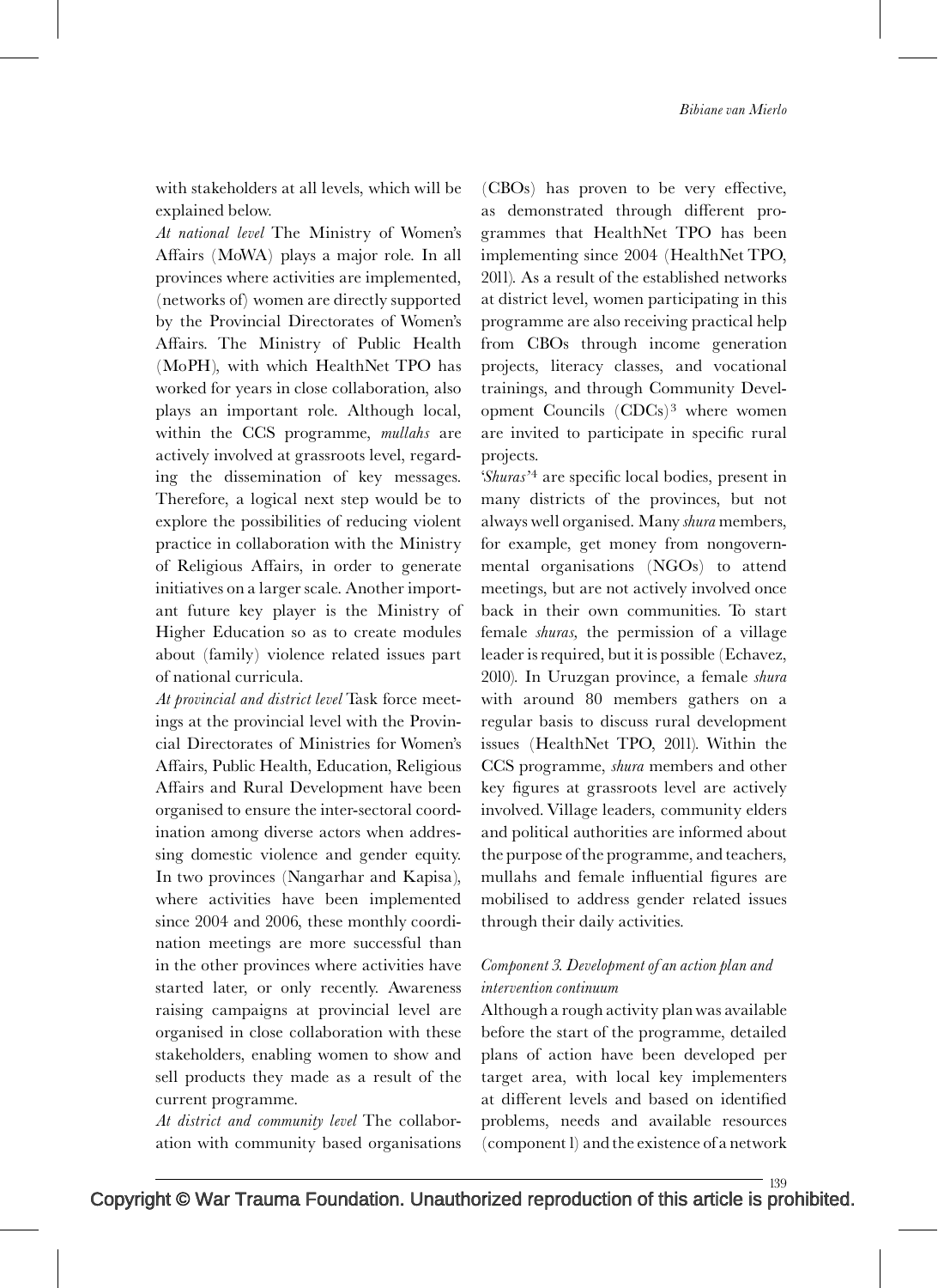with stakeholders at all levels, which will be explained below.

*At national level* The Ministry of Women's Affairs (MoWA) plays a major role. In all provinces where activities are implemented, (networks of) women are directly supported by the Provincial Directorates of Women's Affairs. The Ministry of Public Health (MoPH), with which HealthNet TPO has worked for years in close collaboration, also plays an important role. Although local, within the CCS programme, *mullahs* are actively involved at grassroots level, regarding the dissemination of key messages. Therefore, a logical next step would be to explore the possibilities of reducing violent practice in collaboration with the Ministry of Religious Affairs, in order to generate initiatives on a larger scale. Another important future key player is the Ministry of Higher Education so as to create modules about (family) violence related issues part of national curricula.

*At provincial and district level* Task force meetings at the provincial level with the Provincial Directorates of Ministries for Women's Affairs, Public Health, Education, Religious Affairs and Rural Development have been organised to ensure the inter-sectoral coordination among diverse actors when addressing domestic violence and gender equity. In two provinces (Nangarhar and Kapisa), where activities have been implemented since 2004 and 2006, these monthly coordination meetings are more successful than in the other provinces where activities have started later, or only recently. Awareness raising campaigns at provincial level are organised in close collaboration with these stakeholders, enabling women to show and sell products they made as a result of the current programme.

*At district and community level* The collaboration with community based organisations (CBOs) has proven to be very effective, as demonstrated through different programmes that HealthNet TPO has been implementing since 2004 (HealthNet TPO, 2011). As a result of the established networks at district level, women participating in this programme are also receiving practical help from CBOs through income generation projects, literacy classes, and vocational trainings, and through Community Development Councils (CDCs)[3] where women are invited to participate in specific rural projects.

'*Shuras*'[4] are specific local bodies, present in many districts of the provinces, but not always well organised. Many *shura* members, for example, get money from nongovernmental organisations (NGOs) to attend meetings, but are not actively involved once back in their own communities. To start female *shuras*, the permission of a village leader is required, but it is possible (Echavez, 2010). In Uruzgan province, a female *shura* with around 80 members gathers on a regular basis to discuss rural development issues (HealthNet TPO, 2011). Within the CCS programme, *shura* members and other key figures at grassroots level are actively involved. Village leaders, community elders and political authorities are informed about the purpose of the programme, and teachers, mullahs and female influential figures are mobilised to address gender related issues through their daily activities.

### *Component 3. Development of an action plan and intervention continuum*

Although a rough activity plan was available before the start of the programme, detailed plans of action have been developed per target area, with local key implementers at different levels and based on identified problems, needs and available resources (component 1) and the existence of a network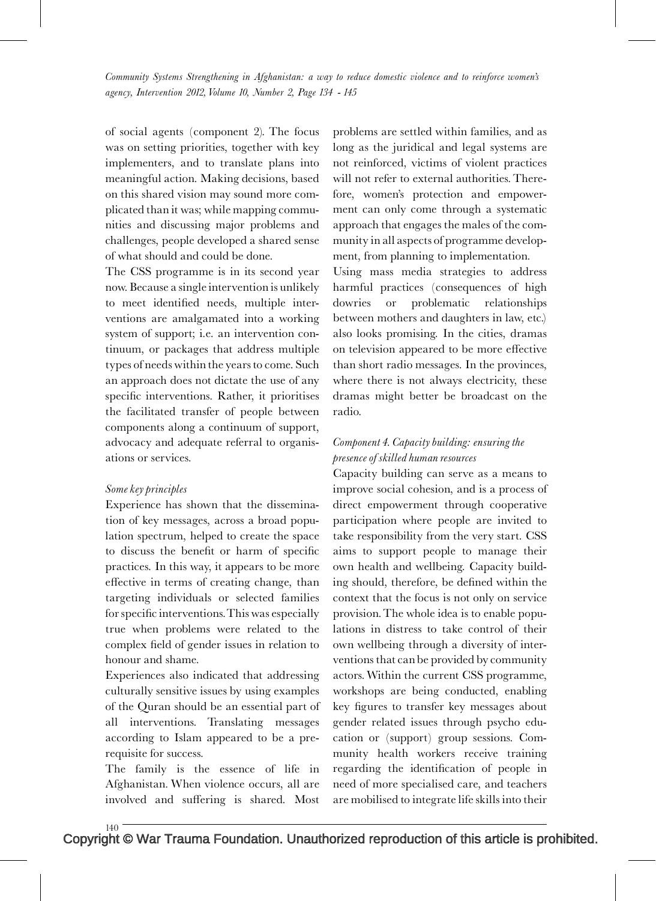of social agents (component 2). The focus was on setting priorities, together with key implementers, and to translate plans into meaningful action. Making decisions, based on this shared vision may sound more complicated than it was; while mapping communities and discussing major problems and challenges, people developed a shared sense of what should and could be done.

The CSS programme is in its second year now. Because a single intervention is unlikely to meet identified needs, multiple interventions are amalgamated into a working system of support; i.e. an intervention continuum, or packages that address multiple types of needs within the years to come. Such an approach does not dictate the use of any specific interventions. Rather, it prioritises the facilitated transfer of people between components along a continuum of support, advocacy and adequate referral to organisations or services.

*Some key principles*

Experience has shown that the dissemination of key messages, across a broad population spectrum, helped to create the space to discuss the benefit or harm of specific practices. In this way, it appears to be more effective in terms of creating change, than targeting individuals or selected families for specific interventions. This was especially true when problems were related to the complex field of gender issues in relation to honour and shame.

Experiences also indicated that addressing culturally sensitive issues by using examples of the Quran should be an essential part of all interventions. Translating messages according to Islam appeared to be a prerequisite for success.

The family is the essence of life in Afghanistan. When violence occurs, all are involved and suffering is shared. Most problems are settled within families, and as long as the juridical and legal systems are not reinforced, victims of violent practices will not refer to external authorities. Therefore, women's protection and empowerment can only come through a systematic approach that engages the males of the community in all aspects of programme development, from planning to implementation.

Using mass media strategies to address harmful practices (consequences of high dowries or problematic relationships between mothers and daughters in law, etc.) also looks promising. In the cities, dramas on television appeared to be more effective than short radio messages. In the provinces, where there is not always electricity, these dramas might better be broadcast on the radio.

*Component 4. Capacity building: ensuring the presence of skilled human resources*

Capacity building can serve as a means to improve social cohesion, and is a process of direct empowerment through cooperative participation where people are invited to take responsibility from the very start. CSS aims to support people to manage their own health and wellbeing. Capacity building should, therefore, be defined within the context that the focus is not only on service provision. The whole idea is to enable populations in distress to take control of their own wellbeing through a diversity of interventions that can be provided by community actors. Within the current CSS programme, workshops are being conducted, enabling key figures to transfer key messages about gender related issues through psycho education or (support) group sessions. Community health workers receive training regarding the identification of people in need of more specialised care, and teachers are mobilised to integrate life skills into their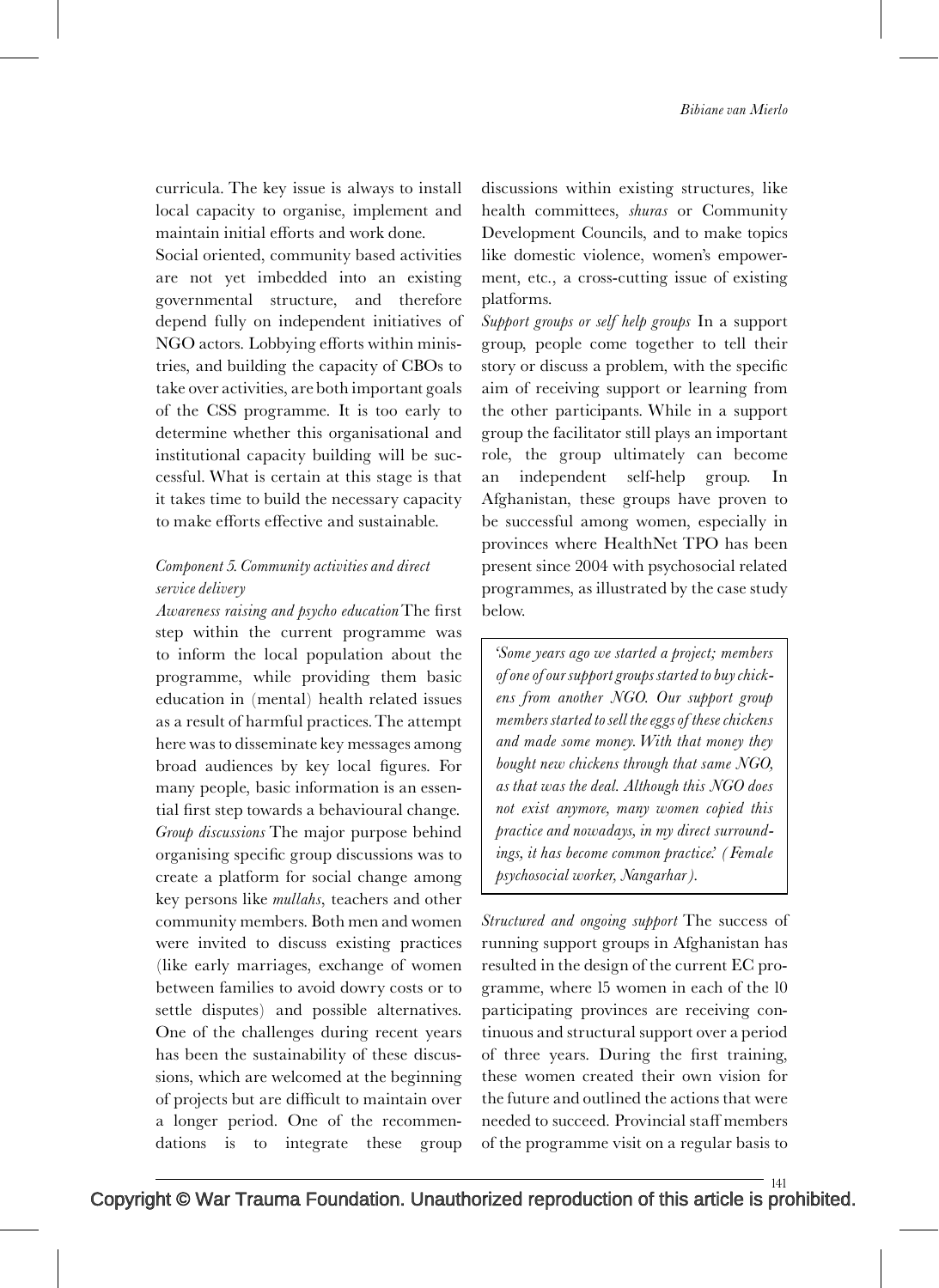curricula. The key issue is always to install local capacity to organise, implement and maintain initial efforts and work done.

Social oriented, community based activities are not yet imbedded into an existing governmental structure, and therefore depend fully on independent initiatives of NGO actors. Lobbying efforts within ministries, and building the capacity of CBOs to take over activities, are both important goals of the CSS programme. It is too early to determine whether this organisational and institutional capacity building will be successful. What is certain at this stage is that it takes time to build the necessary capacity to make efforts effective and sustainable.

### *Component 5. Community activities and direct service delivery*

*Awareness raising and psycho education* The first step within the current programme was to inform the local population about the programme, while providing them basic education in (mental) health related issues as a result of harmful practices. The attempt here was to disseminate key messages among broad audiences by key local figures. For many people, basic information is an essential first step towards a behavioural change.

*Group discussions* The major purpose behind organising specific group discussions was to create a platform for social change among key persons like *mullahs*, teachers and other community members. Both men and women were invited to discuss existing practices (like early marriages, exchange of women between families to avoid dowry costs or to settle disputes) and possible alternatives. One of the challenges during recent years has been the sustainability of these discussions, which are welcomed at the beginning of projects but are difficult to maintain over a longer period. One of the recommendations is to integrate these group discussions within existing structures, like health committees, *shuras* or Community Development Councils, and to make topics like domestic violence, women's empowerment, etc., a cross-cutting issue of existing platforms.

*Support groups or self help groups* In a support group, people come together to tell their story or discuss a problem, with the specific aim of receiving support or learning from the other participants. While in a support group the facilitator still plays an important role, the group ultimately can become an independent self-help group. In Afghanistan, these groups have proven to be successful among women, especially in provinces where HealthNet TPO has been present since 2004 with psychosocial related programmes, as illustrated by the case study below.

> *'Some years ago we started a project; members of one of our support groups started to buy chickens from another NGO. Our support group members started to sell the eggs of these chickens and made some money. With that money they bought new chickens through that same NGO, as that was the deal. Although this NGO does not exist anymore, many women copied this practice and nowadays, in my direct surroundings, it has become common practice.' (Female psychosocial worker, Nangarhar).*

*Structured and ongoing support* The success of running support groups in Afghanistan has resulted in the design of the current EC programme, where 15 women in each of the 10 participating provinces are receiving continuous and structural support over a period of three years. During the first training, these women created their own vision for the future and outlined the actions that were needed to succeed. Provincial staff members of the programme visit on a regular basis to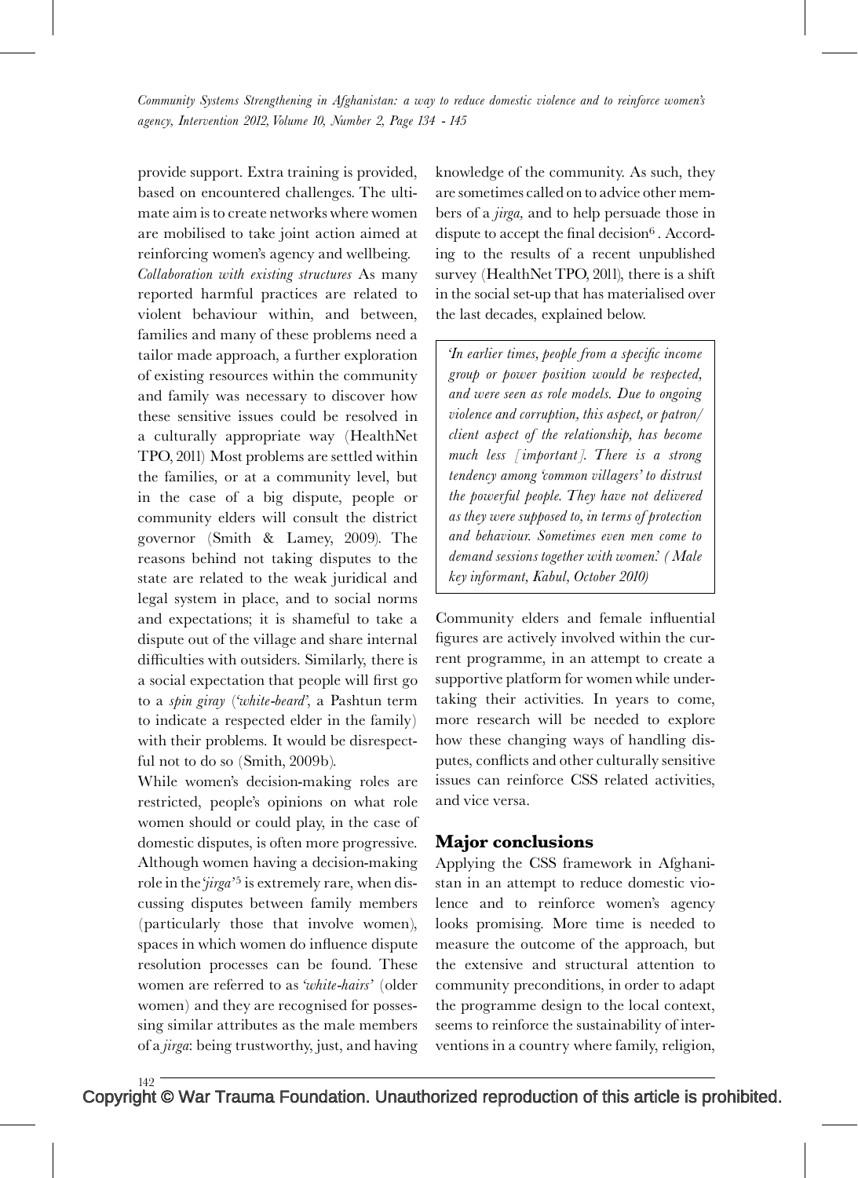provide support. Extra training is provided, based on encountered challenges. The ultimate aim is to create networks where women are mobilised to take joint action aimed at reinforcing women's agency and wellbeing.

*Collaboration with existing structures* As many reported harmful practices are related to violent behaviour within, and between, families and many of these problems need a tailor made approach, a further exploration of existing resources within the community and family was necessary to discover how these sensitive issues could be resolved in a culturally appropriate way (HealthNet TPO, 2011) Most problems are settled within the families, or at a community level, but in the case of a big dispute, people or community elders will consult the district governor (Smith & Lamey, 2009). The reasons behind not taking disputes to the state are related to the weak juridical and legal system in place, and to social norms and expectations; it is shameful to take a dispute out of the village and share internal difficulties with outsiders. Similarly, there is a social expectation that people will first go to a *spin giray* ('*white-beard*', a Pashtun term to indicate a respected elder in the family) with their problems. It would be disrespectful not to do so (Smith, 2009b).

While women's decision-making roles are restricted, people's opinions on what role women should or could play, in the case of domestic disputes, is often more progressive. Although women having a decision-making role in the '*jirga*'[5] is extremely rare, when discussing disputes between family members (particularly those that involve women), spaces in which women do influence dispute resolution processes can be found. These women are referred to as '*white-hairs*' (older women) and they are recognised for possessing similar attributes as the male members of a *jirga*: being trustworthy, just, and having knowledge of the community. As such, they are sometimes called on to advice other members of a *jirga,* and to help persuade those in dispute to accept the final decision[6]. According to the results of a recent unpublished survey (HealthNet TPO, 2011), there is a shift in the social set-up that has materialised over the last decades, explained below.

> *'In earlier times, people from a specific income group or power position would be respected, and were seen as role models. Due to ongoing violence and corruption, this aspect, or patron/client aspect of the relationship, has become much less [important]. There is a strong tendency among 'common villagers' to distrust the powerful people. They have not delivered as they were supposed to, in terms of protection and behaviour. Sometimes even men come to demand sessions together with women.' (Male key informant, Kabul, October 2010)*

Community elders and female influential figures are actively involved within the current programme, in an attempt to create a supportive platform for women while undertaking their activities. In years to come, more research will be needed to explore how these changing ways of handling disputes, conflicts and other culturally sensitive issues can reinforce CSS related activities, and vice versa.

## Major conclusions

Applying the CSS framework in Afghanistan in an attempt to reduce domestic violence and to reinforce women's agency looks promising. More time is needed to measure the outcome of the approach, but the extensive and structural attention to community preconditions, in order to adapt the programme design to the local context, seems to reinforce the sustainability of interventions in a country where family, religion,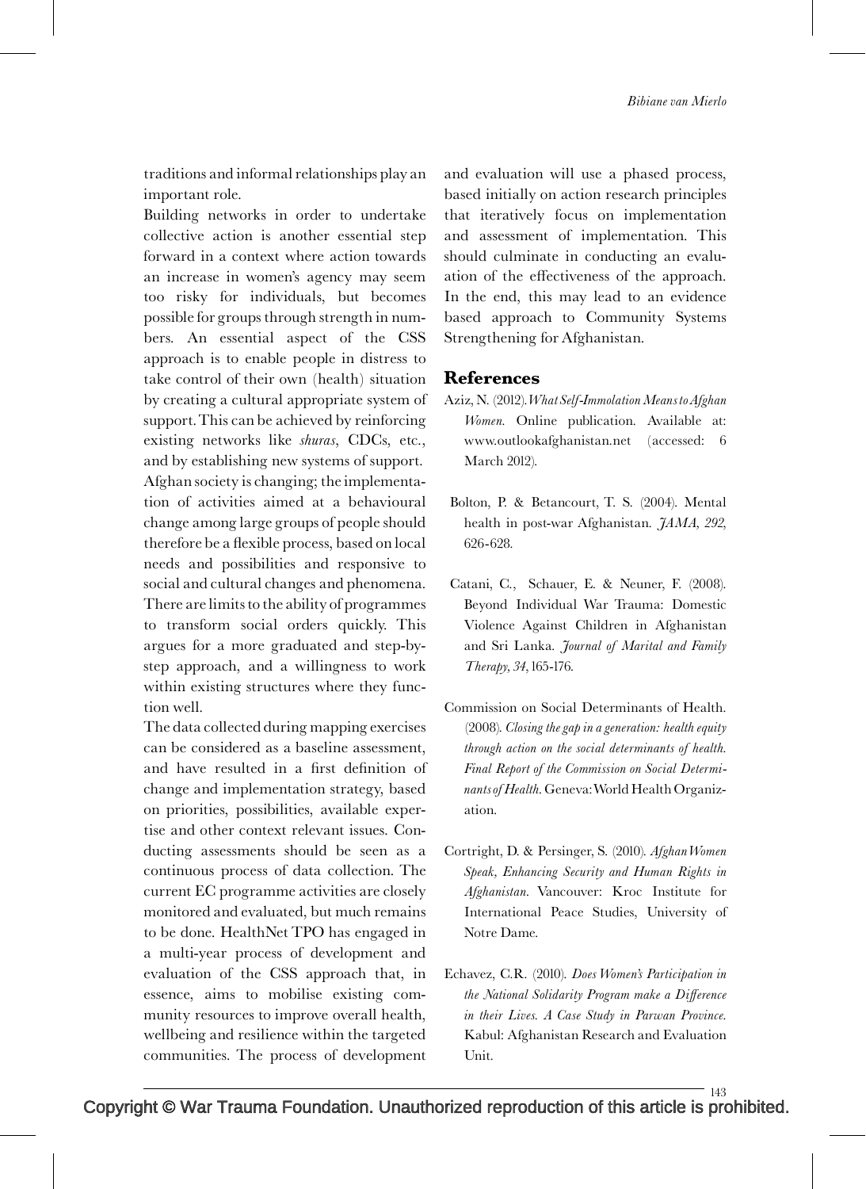traditions and informal relationships play an important role.

Building networks in order to undertake collective action is another essential step forward in a context where action towards an increase in women's agency may seem too risky for individuals, but becomes possible for groups through strength in numbers. An essential aspect of the CSS approach is to enable people in distress to take control of their own (health) situation by creating a cultural appropriate system of support. This can be achieved by reinforcing existing networks like *shuras*, CDCs, etc., and by establishing new systems of support.

Afghan society is changing; the implementation of activities aimed at a behavioural change among large groups of people should therefore be a flexible process, based on local needs and possibilities and responsive to social and cultural changes and phenomena. There are limits to the ability of programmes to transform social orders quickly. This argues for a more graduated and step-by-step approach, and a willingness to work within existing structures where they function well.

The data collected during mapping exercises can be considered as a baseline assessment, and have resulted in a first definition of change and implementation strategy, based on priorities, possibilities, available expertise and other context relevant issues. Conducting assessments should be seen as a continuous process of data collection. The current EC programme activities are closely monitored and evaluated, but much remains to be done. HealthNet TPO has engaged in a multi-year process of development and evaluation of the CSS approach that, in essence, aims to mobilise existing community resources to improve overall health, wellbeing and resilience within the targeted communities. The process of development and evaluation will use a phased process, based initially on action research principles that iteratively focus on implementation and assessment of implementation. This should culminate in conducting an evaluation of the effectiveness of the approach. In the end, this may lead to an evidence based approach to Community Systems Strengthening for Afghanistan.

## References

Aziz, N. (2012). *What Self-Immolation Means to Afghan Women.* Online publication. Available at: www.outlookafghanistan.net (accessed: 6 March 2012).

Bolton, P. & Betancourt, T. S. (2004). Mental health in post-war Afghanistan. *JAMA, 292*, 626-628.

Catani, C., Schauer, E. & Neuner, F. (2008). Beyond Individual War Trauma: Domestic Violence Against Children in Afghanistan and Sri Lanka. *Journal of Marital and Family Therapy, 34*, 165-176.

Commission on Social Determinants of Health. (2008). *Closing the gap in a generation: health equity through action on the social determinants of health. Final Report of the Commission on Social Determinants of Health*. Geneva: World Health Organization.

Cortright, D. & Persinger, S. (2010). *Afghan Women Speak, Enhancing Security and Human Rights in Afghanistan*. Vancouver: Kroc Institute for International Peace Studies, University of Notre Dame.

Echavez, C.R. (2010). *Does Women's Participation in the National Solidarity Program make a Difference in their Lives. A Case Study in Parwan Province*. Kabul: Afghanistan Research and Evaluation Unit.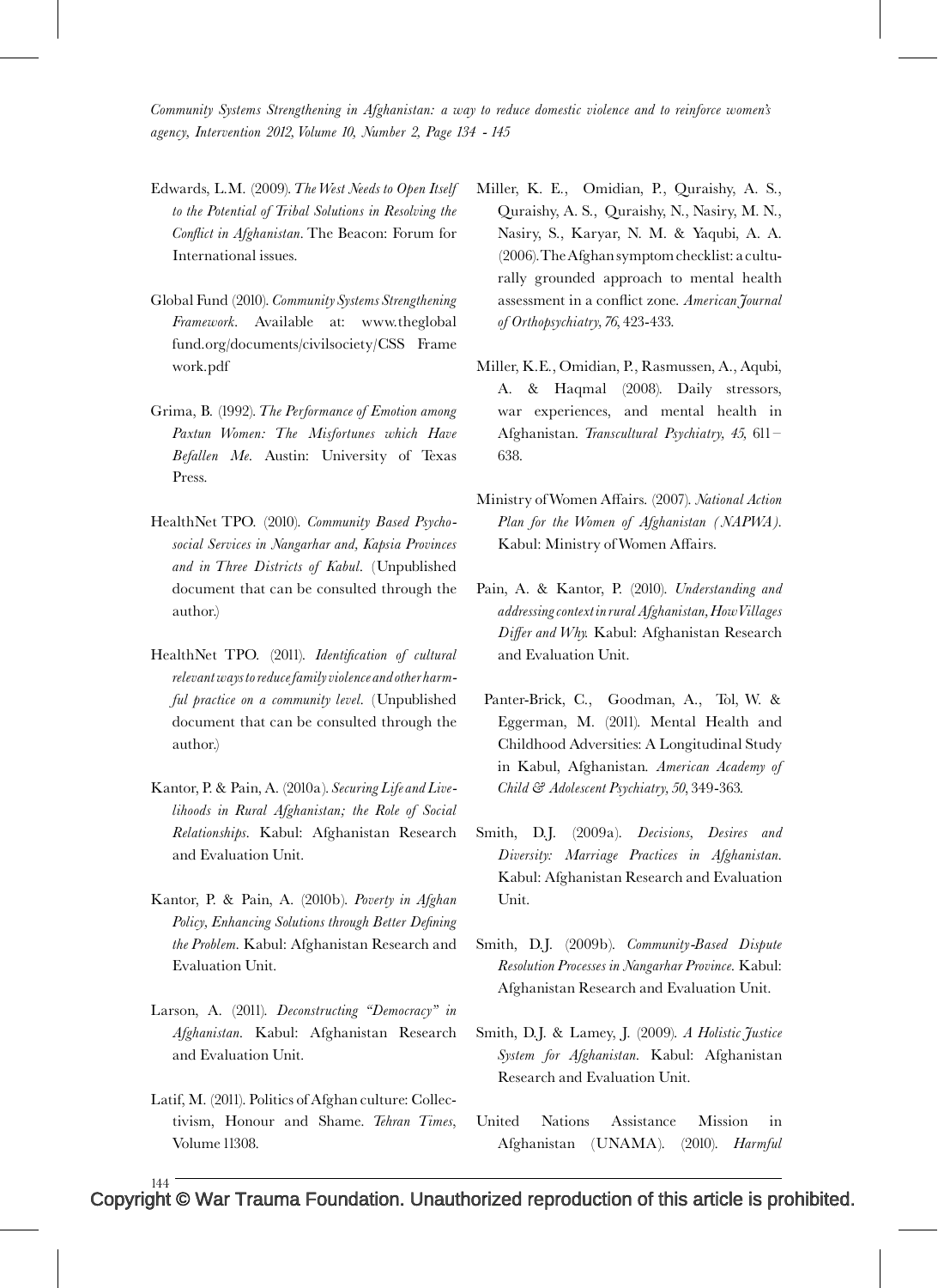Edwards, L.M. (2009). *The West Needs to Open Itself to the Potential of Tribal Solutions in Resolving the Conflict in Afghanistan*. The Beacon: Forum for International issues.

Global Fund (2010). *Community Systems Strengthening Framework*. Available at: www.theglobalfund.org/documents/civilsociety/CSS Framework.pdf

Grima, B. (1992). *The Performance of Emotion among Paxtun Women: The Misfortunes which Have Befallen Me*. Austin: University of Texas Press.

HealthNet TPO. (2010). *Community Based Psychosocial Services in Nangarhar and, Kapsia Provinces and in Three Districts of Kabul*. (Unpublished document that can be consulted through the author.)

HealthNet TPO. (2011). *Identification of cultural relevant ways to reduce family violence and other harmful practice on a community level*. (Unpublished document that can be consulted through the author.)

Kantor, P. & Pain, A. (2010a). *Securing Life and Livelihoods in Rural Afghanistan; the Role of Social Relationships*. Kabul: Afghanistan Research and Evaluation Unit.

Kantor, P. & Pain, A. (2010b). *Poverty in Afghan Policy, Enhancing Solutions through Better Defining the Problem*. Kabul: Afghanistan Research and Evaluation Unit.

Larson, A. (2011). *Deconstructing "Democracy" in Afghanistan*. Kabul: Afghanistan Research and Evaluation Unit.

Latif, M. (2011). Politics of Afghan culture: Collectivism, Honour and Shame. *Tehran Times*, Volume 11308.

Miller, K. E., Omidian, P., Quraishy, A. S., Quraishy, A. S., Quraishy, N., Nasiry, M. N., Nasiry, S., Karyar, N. M. & Yaqubi, A. A. (2006). The Afghan symptom checklist: a culturally grounded approach to mental health assessment in a conflict zone. *American Journal of Orthopsychiatry, 76*, 423-433.

Miller, K.E., Omidian, P., Rasmussen, A., Aqubi, A. & Haqmal (2008). Daily stressors, war experiences, and mental health in Afghanistan. *Transcultural Psychiatry, 45,* 611 – 638.

Ministry of Women Affairs. (2007). *National Action Plan for the Women of Afghanistan (NAPWA)*. Kabul: Ministry of Women Affairs.

Pain, A. & Kantor, P. (2010). *Understanding and addressing context in rural Afghanistan, How Villages Differ and Why.* Kabul: Afghanistan Research and Evaluation Unit.

Panter-Brick, C., Goodman, A., Tol, W. & Eggerman, M. (2011). Mental Health and Childhood Adversities: A Longitudinal Study in Kabul, Afghanistan. *American Academy of Child & Adolescent Psychiatry, 50*, 349-363.

Smith, D.J. (2009a). *Decisions, Desires and Diversity: Marriage Practices in Afghanistan*. Kabul: Afghanistan Research and Evaluation Unit.

Smith, D.J. (2009b). *Community-Based Dispute Resolution Processes in Nangarhar Province.* Kabul: Afghanistan Research and Evaluation Unit.

Smith, D.J. & Lamey, J. (2009). *A Holistic Justice System for Afghanistan*. Kabul: Afghanistan Research and Evaluation Unit.

United Nations Assistance Mission in Afghanistan (UNAMA). (2010). *Harmful*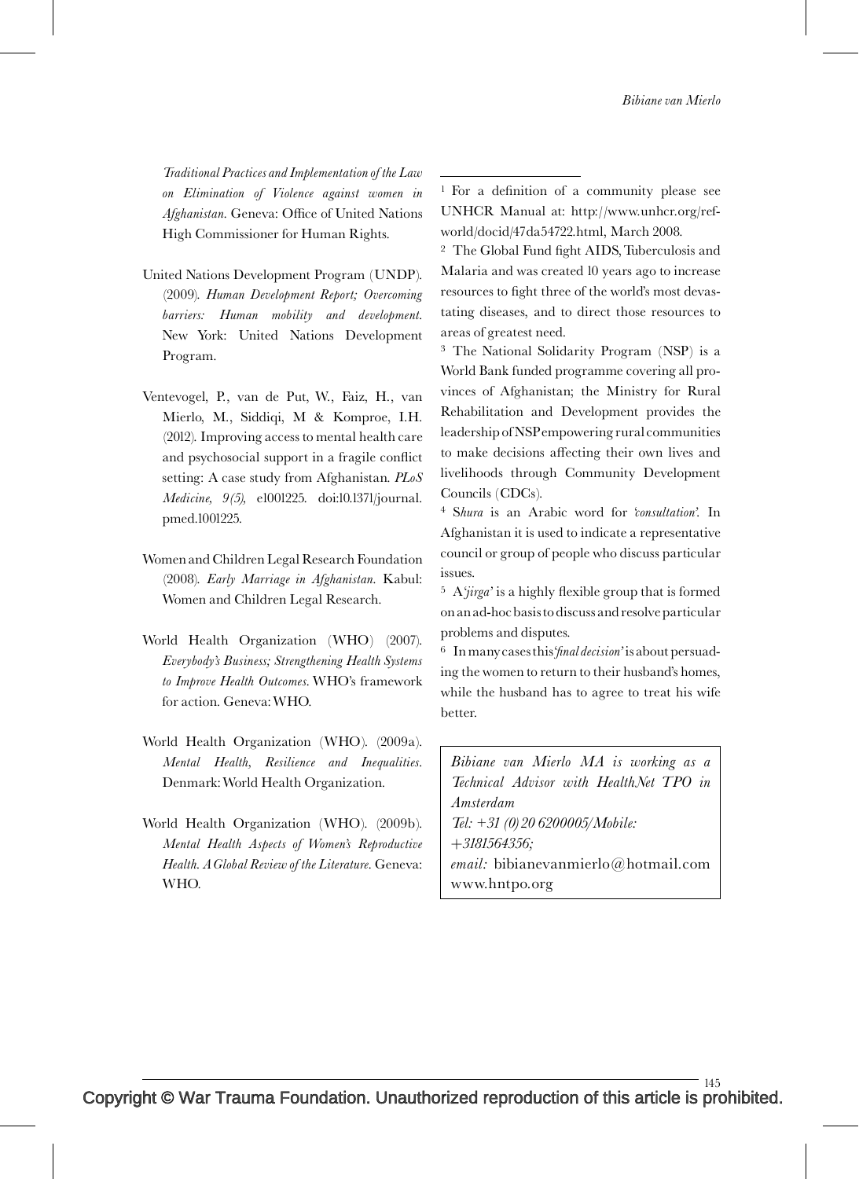*Traditional Practices and Implementation of the Law on Elimination of Violence against women in Afghanistan.* Geneva: Office of United Nations High Commissioner for Human Rights.

United Nations Development Program (UNDP). (2009). *Human Development Report; Overcoming barriers: Human mobility and development.* New York: United Nations Development Program.

Ventevogel, P., van de Put, W., Faiz, H., van Mierlo, M., Siddiqi, M & Komproe, I.H. (2012). Improving access to mental health care and psychosocial support in a fragile conflict setting: A case study from Afghanistan. *PLoS Medicine, 9(5),* e1001225. doi:10.1371/journal.pmed.1001225.

Women and Children Legal Research Foundation (2008). *Early Marriage in Afghanistan.* Kabul: Women and Children Legal Research.

World Health Organization (WHO) (2007). *Everybody's Business; Strengthening Health Systems to Improve Health Outcomes.* WHO's framework for action. Geneva: WHO.

World Health Organization (WHO). (2009a). *Mental Health, Resilience and Inequalities.* Denmark: World Health Organization.

World Health Organization (WHO). (2009b). *Mental Health Aspects of Women's Reproductive Health. A Global Review of the Literature.* Geneva: WHO.

---

[1] For a definition of a community please see UNHCR Manual at: http://www.unhcr.org/refworld/docid/47da54722.html, March 2008.

[2] The Global Fund fight AIDS, Tuberculosis and Malaria and was created 10 years ago to increase resources to fight three of the world's most devastating diseases, and to direct those resources to areas of greatest need.

[3] The National Solidarity Program (NSP) is a World Bank funded programme covering all provinces of Afghanistan; the Ministry for Rural Rehabilitation and Development provides the leadership of NSP empowering rural communities to make decisions affecting their own lives and livelihoods through Community Development Councils (CDCs).

[4] S*hura* is an Arabic word for *'consultation'*. In Afghanistan it is used to indicate a representative council or group of people who discuss particular issues.

[5] A *'jirga'* is a highly flexible group that is formed on an ad-hoc basis to discuss and resolve particular problems and disputes.

[6] In many cases this *'final decision'* is about persuading the women to return to their husband's homes, while the husband has to agree to treat his wife better.

*Bibiane van Mierlo MA is working as a Technical Advisor with HealthNet TPO in Amsterdam*
*Tel: +31 (0) 20 6200005/Mobile: +3181564356;*
*email:* bibianevanmierlo@hotmail.com
www.hntpo.org

Copyright © War Trauma Foundation. Unauthorized reproduction of this article is prohibited.